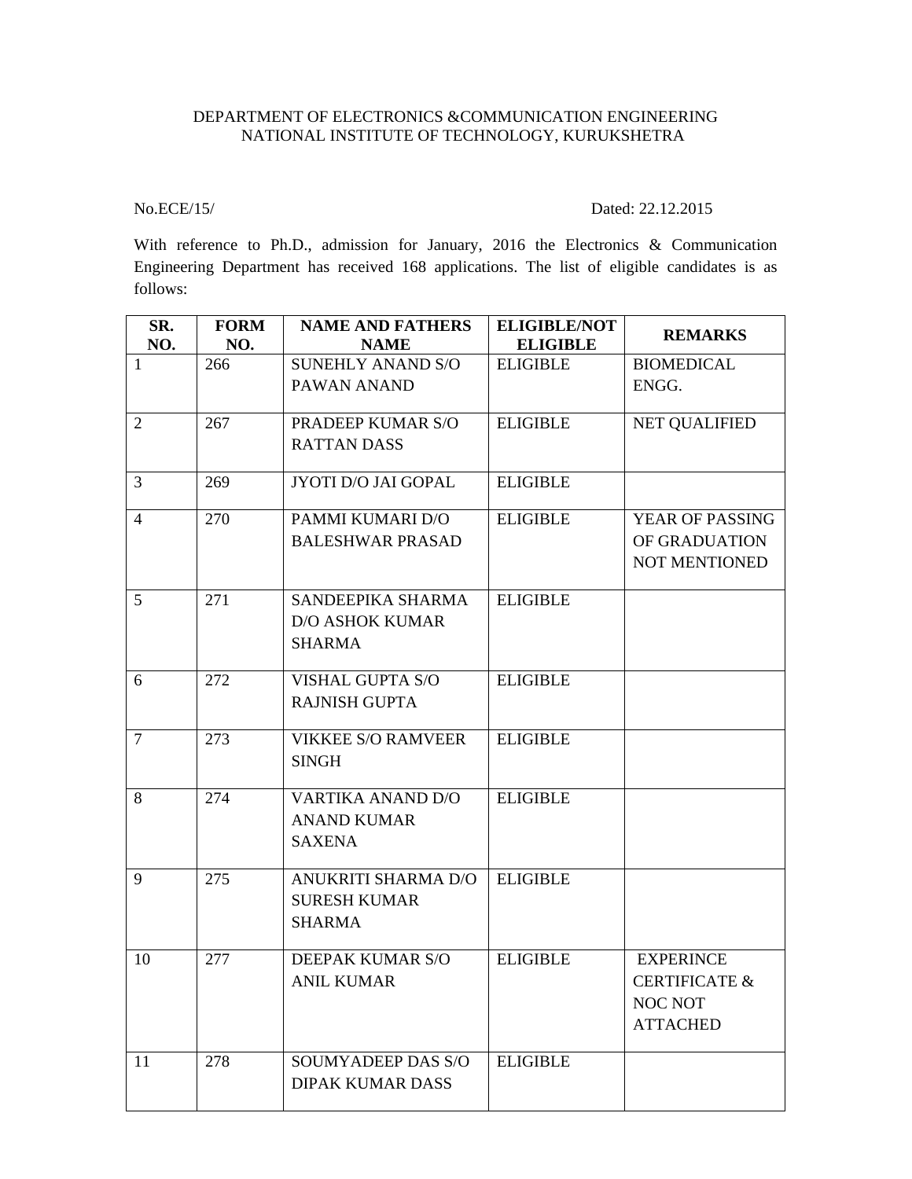DEPARTMENT OF ELECTRONICS &COMMUNICATION ENGINEERING
NATIONAL INSTITUTE OF TECHNOLOGY, KURUKSHETRA

No.ECE/15/ Dated: 22.12.2015

With reference to Ph.D., admission for January, 2016 the Electronics & Communication Engineering Department has received 168 applications. The list of eligible candidates is as follows:

| SR. NO. | FORM NO. | NAME AND FATHERS NAME | ELIGIBLE/NOT ELIGIBLE | REMARKS |
|---|---|---|---|---|
| 1 | 266 | SUNEHLY ANAND S/O PAWAN ANAND | ELIGIBLE | BIOMEDICAL ENGG. |
| 2 | 267 | PRADEEP KUMAR S/O RATTAN DASS | ELIGIBLE | NET QUALIFIED |
| 3 | 269 | JYOTI D/O JAI GOPAL | ELIGIBLE | |
| 4 | 270 | PAMMI KUMARI D/O BALESHWAR PRASAD | ELIGIBLE | YEAR OF PASSING OF GRADUATION NOT MENTIONED |
| 5 | 271 | SANDEEPIKA SHARMA D/O ASHOK KUMAR SHARMA | ELIGIBLE | |
| 6 | 272 | VISHAL GUPTA S/O RAJNISH GUPTA | ELIGIBLE | |
| 7 | 273 | VIKKEE S/O RAMVEER SINGH | ELIGIBLE | |
| 8 | 274 | VARTIKA ANAND D/O ANAND KUMAR SAXENA | ELIGIBLE | |
| 9 | 275 | ANUKRITI SHARMA D/O SURESH KUMAR SHARMA | ELIGIBLE | |
| 10 | 277 | DEEPAK KUMAR S/O ANIL KUMAR | ELIGIBLE | EXPERINCE CERTIFICATE & NOC NOT ATTACHED |
| 11 | 278 | SOUMYADEEP DAS S/O DIPAK KUMAR DASS | ELIGIBLE | |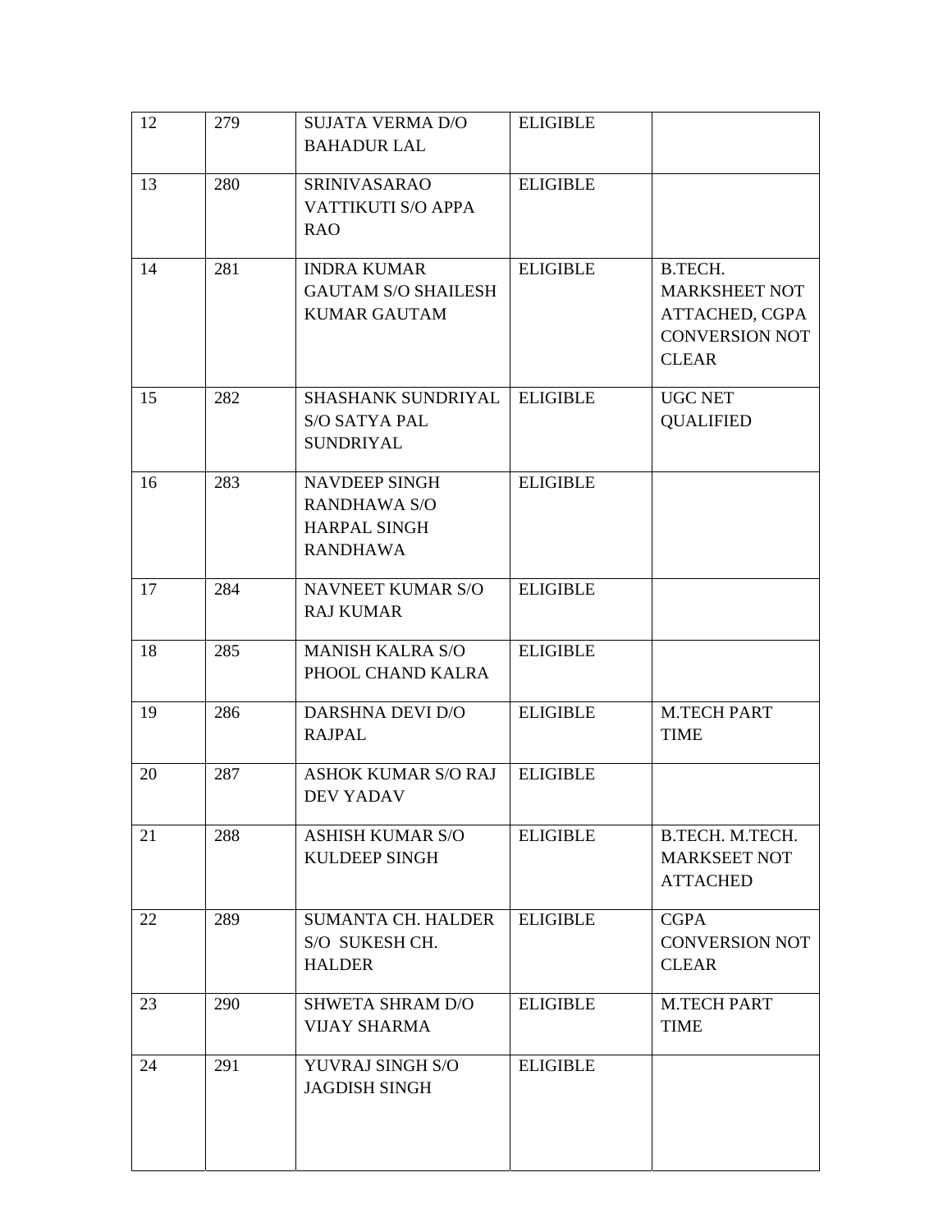| 12 | 279 | SUJATA VERMA D/O BAHADUR LAL | ELIGIBLE | |
|---|---|---|---|---|
| 13 | 280 | SRINIVASARAO VATTIKUTI S/O APPA RAO | ELIGIBLE | |
| 14 | 281 | INDRA KUMAR GAUTAM S/O SHAILESH KUMAR GAUTAM | ELIGIBLE | B.TECH. MARKSHEET NOT ATTACHED, CGPA CONVERSION NOT CLEAR |
| 15 | 282 | SHASHANK SUNDRIYAL S/O SATYA PAL SUNDRIYAL | ELIGIBLE | UGC NET QUALIFIED |
| 16 | 283 | NAVDEEP SINGH RANDHAWA S/O HARPAL SINGH RANDHAWA | ELIGIBLE | |
| 17 | 284 | NAVNEET KUMAR S/O RAJ KUMAR | ELIGIBLE | |
| 18 | 285 | MANISH KALRA S/O PHOOL CHAND KALRA | ELIGIBLE | |
| 19 | 286 | DARSHNA DEVI D/O RAJPAL | ELIGIBLE | M.TECH PART TIME |
| 20 | 287 | ASHOK KUMAR S/O RAJ DEV YADAV | ELIGIBLE | |
| 21 | 288 | ASHISH KUMAR S/O KULDEEP SINGH | ELIGIBLE | B.TECH. M.TECH. MARKSEET NOT ATTACHED |
| 22 | 289 | SUMANTA CH. HALDER S/O SUKESH CH. HALDER | ELIGIBLE | CGPA CONVERSION NOT CLEAR |
| 23 | 290 | SHWETA SHRAM D/O VIJAY SHARMA | ELIGIBLE | M.TECH PART TIME |
| 24 | 291 | YUVRAJ SINGH S/O JAGDISH SINGH | ELIGIBLE | |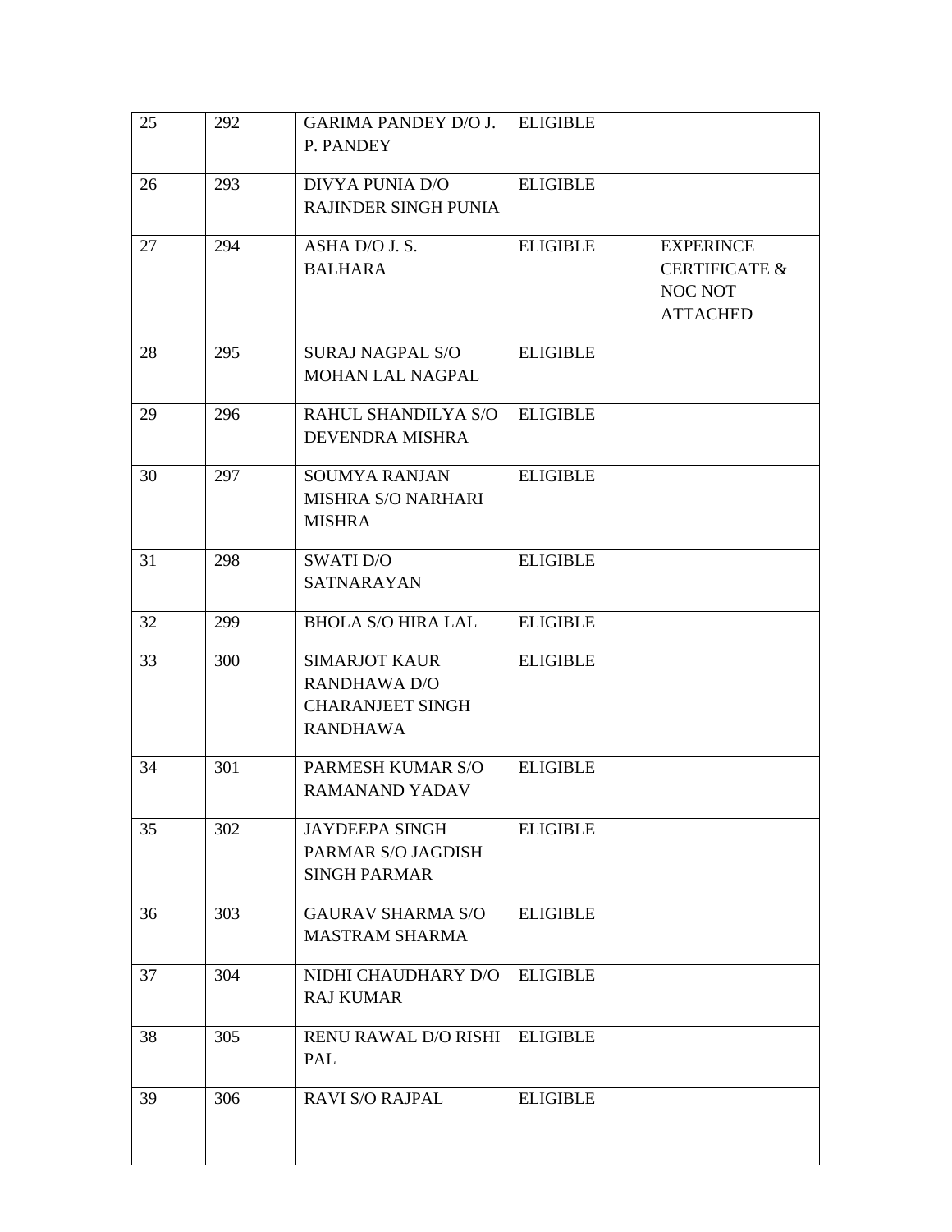| 25 | 292 | GARIMA PANDEY D/O J. P. PANDEY | ELIGIBLE | |
|---|---|---|---|---|
| 26 | 293 | DIVYA PUNIA D/O RAJINDER SINGH PUNIA | ELIGIBLE | |
| 27 | 294 | ASHA D/O J. S. BALHARA | ELIGIBLE | EXPERINCE CERTIFICATE & NOC NOT ATTACHED |
| 28 | 295 | SURAJ NAGPAL S/O MOHAN LAL NAGPAL | ELIGIBLE | |
| 29 | 296 | RAHUL SHANDILYA S/O DEVENDRA MISHRA | ELIGIBLE | |
| 30 | 297 | SOUMYA RANJAN MISHRA S/O NARHARI MISHRA | ELIGIBLE | |
| 31 | 298 | SWATI D/O SATNARAYAN | ELIGIBLE | |
| 32 | 299 | BHOLA S/O HIRA LAL | ELIGIBLE | |
| 33 | 300 | SIMARJOT KAUR RANDHAWA D/O CHARANJEET SINGH RANDHAWA | ELIGIBLE | |
| 34 | 301 | PARMESH KUMAR S/O RAMANAND YADAV | ELIGIBLE | |
| 35 | 302 | JAYDEEPA SINGH PARMAR S/O JAGDISH SINGH PARMAR | ELIGIBLE | |
| 36 | 303 | GAURAV SHARMA S/O MASTRAM SHARMA | ELIGIBLE | |
| 37 | 304 | NIDHI CHAUDHARY D/O RAJ KUMAR | ELIGIBLE | |
| 38 | 305 | RENU RAWAL D/O RISHI PAL | ELIGIBLE | |
| 39 | 306 | RAVI S/O RAJPAL | ELIGIBLE | |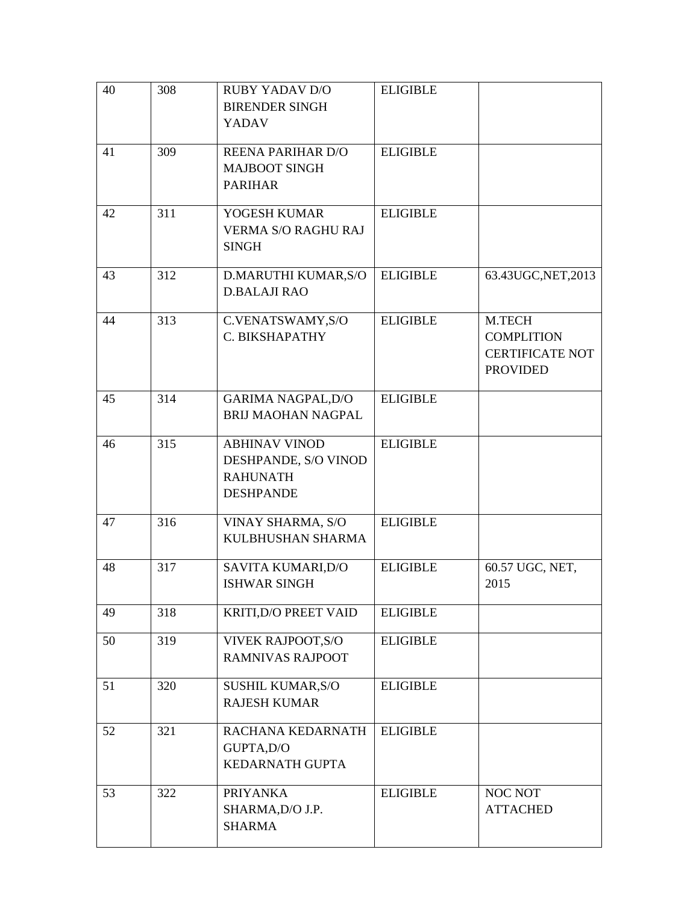| 40 | 308 | RUBY YADAV D/O BIRENDER SINGH YADAV | ELIGIBLE | |
|---|---|---|---|---|
| 41 | 309 | REENA PARIHAR D/O MAJBOOT SINGH PARIHAR | ELIGIBLE | |
| 42 | 311 | YOGESH KUMAR VERMA S/O RAGHU RAJ SINGH | ELIGIBLE | |
| 43 | 312 | D.MARUTHI KUMAR,S/O D.BALAJI RAO | ELIGIBLE | 63.43UGC,NET,2013 |
| 44 | 313 | C.VENATSWAMY,S/O C. BIKSHAPATHY | ELIGIBLE | M.TECH COMPLITION CERTIFICATE NOT PROVIDED |
| 45 | 314 | GARIMA NAGPAL,D/O BRIJ MAOHAN NAGPAL | ELIGIBLE | |
| 46 | 315 | ABHINAV VINOD DESHPANDE, S/O VINOD RAHUNATH DESHPANDE | ELIGIBLE | |
| 47 | 316 | VINAY SHARMA, S/O KULBHUSHAN SHARMA | ELIGIBLE | |
| 48 | 317 | SAVITA KUMARI,D/O ISHWAR SINGH | ELIGIBLE | 60.57 UGC, NET, 2015 |
| 49 | 318 | KRITI,D/O PREET VAID | ELIGIBLE | |
| 50 | 319 | VIVEK RAJPOOT,S/O RAMNIVAS RAJPOOT | ELIGIBLE | |
| 51 | 320 | SUSHIL KUMAR,S/O RAJESH KUMAR | ELIGIBLE | |
| 52 | 321 | RACHANA KEDARNATH GUPTA,D/O KEDARNATH GUPTA | ELIGIBLE | |
| 53 | 322 | PRIYANKA SHARMA,D/O J.P. SHARMA | ELIGIBLE | NOC NOT ATTACHED |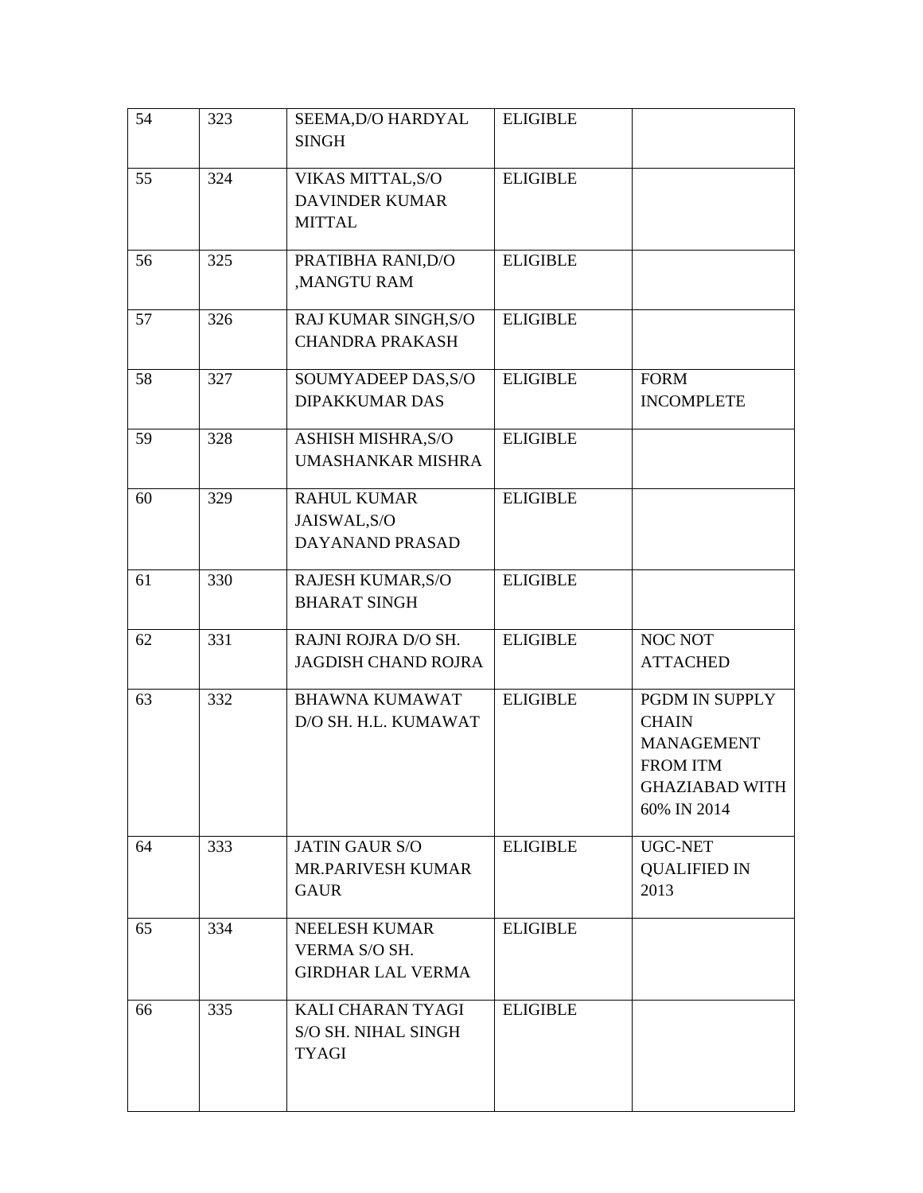| 54 | 323 | SEEMA,D/O HARDYAL SINGH | ELIGIBLE | |
|---|---|---|---|---|
| 55 | 324 | VIKAS MITTAL,S/O DAVINDER KUMAR MITTAL | ELIGIBLE | |
| 56 | 325 | PRATIBHA RANI,D/O ,MANGTU RAM | ELIGIBLE | |
| 57 | 326 | RAJ KUMAR SINGH,S/O CHANDRA PRAKASH | ELIGIBLE | |
| 58 | 327 | SOUMYADEEP DAS,S/O DIPAKKUMAR DAS | ELIGIBLE | FORM INCOMPLETE |
| 59 | 328 | ASHISH MISHRA,S/O UMASHANKAR MISHRA | ELIGIBLE | |
| 60 | 329 | RAHUL KUMAR JAISWAL,S/O DAYANAND PRASAD | ELIGIBLE | |
| 61 | 330 | RAJESH KUMAR,S/O BHARAT SINGH | ELIGIBLE | |
| 62 | 331 | RAJNI ROJRA D/O SH. JAGDISH CHAND ROJRA | ELIGIBLE | NOC NOT ATTACHED |
| 63 | 332 | BHAWNA KUMAWAT D/O SH. H.L. KUMAWAT | ELIGIBLE | PGDM IN SUPPLY CHAIN MANAGEMENT FROM ITM GHAZIABAD WITH 60% IN 2014 |
| 64 | 333 | JATIN GAUR S/O MR.PARIVESH KUMAR GAUR | ELIGIBLE | UGC-NET QUALIFIED IN 2013 |
| 65 | 334 | NEELESH KUMAR VERMA S/O SH. GIRDHAR LAL VERMA | ELIGIBLE | |
| 66 | 335 | KALI CHARAN TYAGI S/O SH. NIHAL SINGH TYAGI | ELIGIBLE | |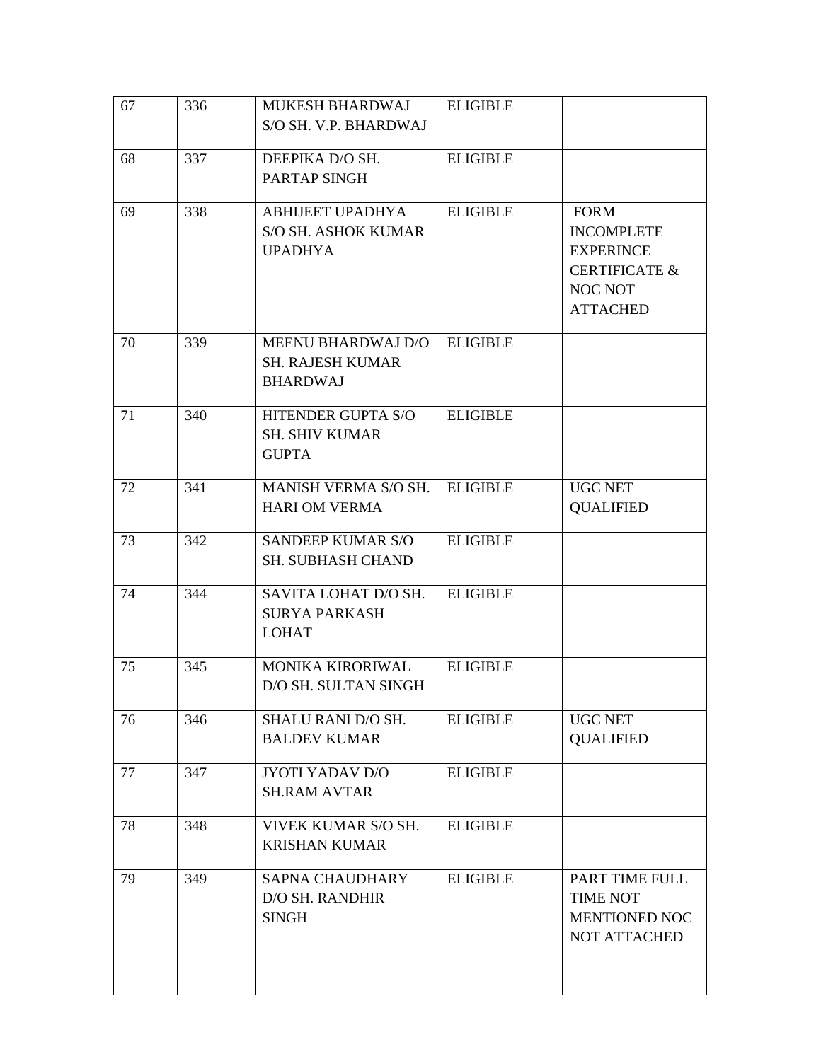| 67 | 336 | MUKESH BHARDWAJ S/O SH. V.P. BHARDWAJ | ELIGIBLE | |
|---|---|---|---|---|
| 68 | 337 | DEEPIKA D/O SH. PARTAP SINGH | ELIGIBLE | |
| 69 | 338 | ABHIJEET UPADHYA S/O SH. ASHOK KUMAR UPADHYA | ELIGIBLE | FORM INCOMPLETE EXPERINCE CERTIFICATE & NOC NOT ATTACHED |
| 70 | 339 | MEENU BHARDWAJ D/O SH. RAJESH KUMAR BHARDWAJ | ELIGIBLE | |
| 71 | 340 | HITENDER GUPTA S/O SH. SHIV KUMAR GUPTA | ELIGIBLE | |
| 72 | 341 | MANISH VERMA S/O SH. HARI OM VERMA | ELIGIBLE | UGC NET QUALIFIED |
| 73 | 342 | SANDEEP KUMAR S/O SH. SUBHASH CHAND | ELIGIBLE | |
| 74 | 344 | SAVITA LOHAT D/O SH. SURYA PARKASH LOHAT | ELIGIBLE | |
| 75 | 345 | MONIKA KIRORIWAL D/O SH. SULTAN SINGH | ELIGIBLE | |
| 76 | 346 | SHALU RANI D/O SH. BALDEV KUMAR | ELIGIBLE | UGC NET QUALIFIED |
| 77 | 347 | JYOTI YADAV D/O SH.RAM AVTAR | ELIGIBLE | |
| 78 | 348 | VIVEK KUMAR S/O SH. KRISHAN KUMAR | ELIGIBLE | |
| 79 | 349 | SAPNA CHAUDHARY D/O SH. RANDHIR SINGH | ELIGIBLE | PART TIME FULL TIME NOT MENTIONED NOC NOT ATTACHED |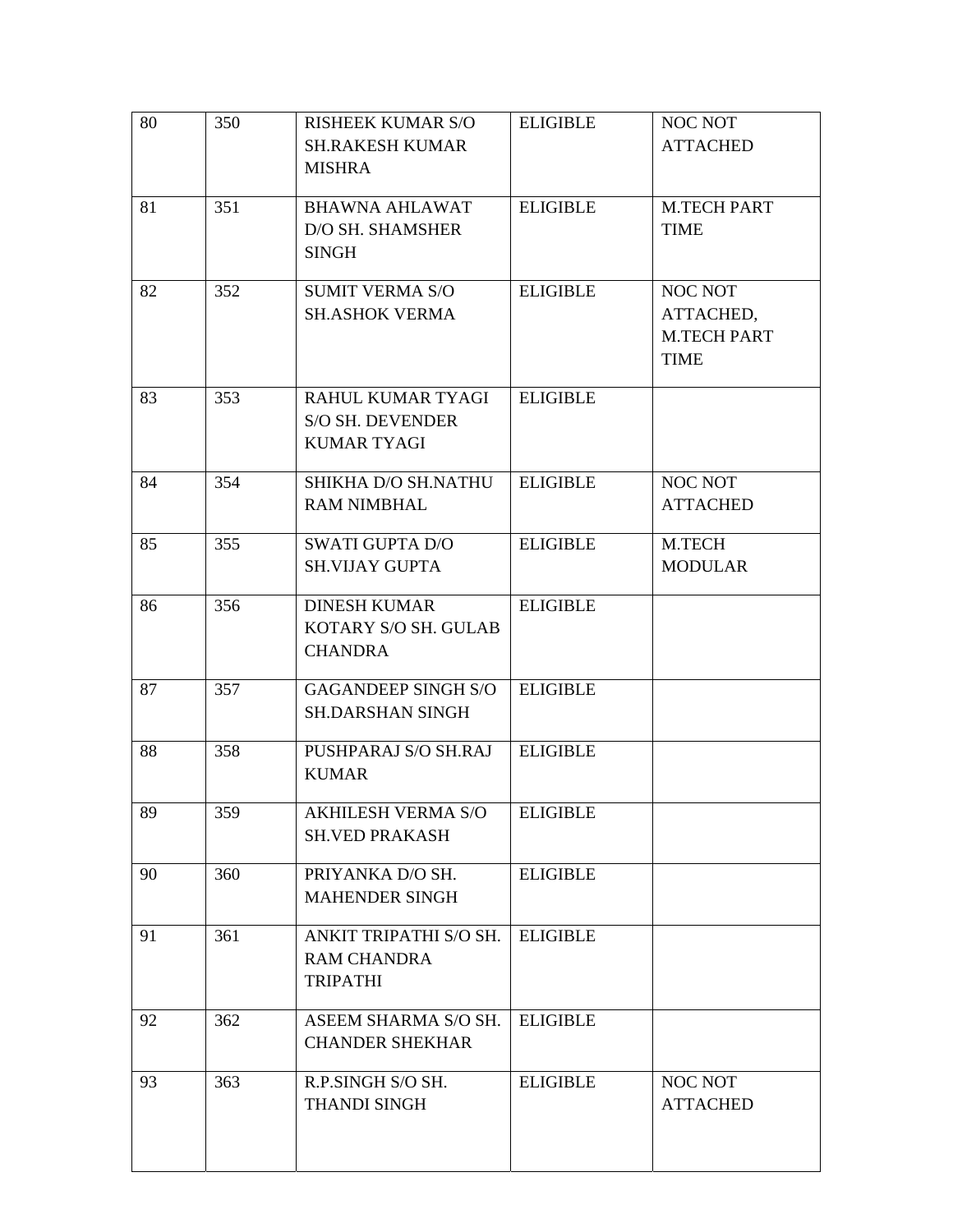| | | | | |
|---|---|---|---|---|
| 80 | 350 | RISHEEK KUMAR S/O SH.RAKESH KUMAR MISHRA | ELIGIBLE | NOC NOT ATTACHED |
| 81 | 351 | BHAWNA AHLAWAT D/O SH. SHAMSHER SINGH | ELIGIBLE | M.TECH PART TIME |
| 82 | 352 | SUMIT VERMA S/O SH.ASHOK VERMA | ELIGIBLE | NOC NOT ATTACHED, M.TECH PART TIME |
| 83 | 353 | RAHUL KUMAR TYAGI S/O SH. DEVENDER KUMAR TYAGI | ELIGIBLE | |
| 84 | 354 | SHIKHA D/O SH.NATHU RAM NIMBHAL | ELIGIBLE | NOC NOT ATTACHED |
| 85 | 355 | SWATI GUPTA D/O SH.VIJAY GUPTA | ELIGIBLE | M.TECH MODULAR |
| 86 | 356 | DINESH KUMAR KOTARY S/O SH. GULAB CHANDRA | ELIGIBLE | |
| 87 | 357 | GAGANDEEP SINGH S/O SH.DARSHAN SINGH | ELIGIBLE | |
| 88 | 358 | PUSHPARAJ S/O SH.RAJ KUMAR | ELIGIBLE | |
| 89 | 359 | AKHILESH VERMA S/O SH.VED PRAKASH | ELIGIBLE | |
| 90 | 360 | PRIYANKA D/O SH. MAHENDER SINGH | ELIGIBLE | |
| 91 | 361 | ANKIT TRIPATHI S/O SH. RAM CHANDRA TRIPATHI | ELIGIBLE | |
| 92 | 362 | ASEEM SHARMA S/O SH. CHANDER SHEKHAR | ELIGIBLE | |
| 93 | 363 | R.P.SINGH S/O SH. THANDI SINGH | ELIGIBLE | NOC NOT ATTACHED |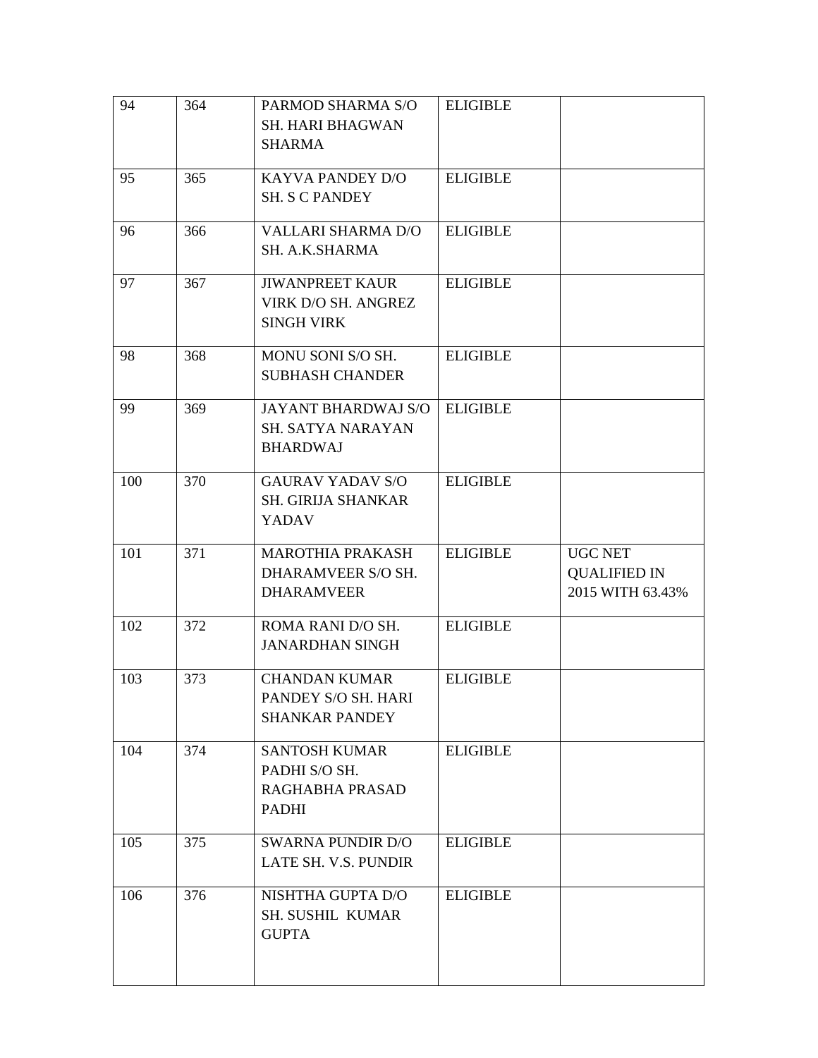| 94 | 364 | PARMOD SHARMA S/O SH. HARI BHAGWAN SHARMA | ELIGIBLE | |
|---|---|---|---|---|
| 95 | 365 | KAYVA PANDEY D/O SH. S C PANDEY | ELIGIBLE | |
| 96 | 366 | VALLARI SHARMA D/O SH. A.K.SHARMA | ELIGIBLE | |
| 97 | 367 | JIWANPREET KAUR VIRK D/O SH. ANGREZ SINGH VIRK | ELIGIBLE | |
| 98 | 368 | MONU SONI S/O SH. SUBHASH CHANDER | ELIGIBLE | |
| 99 | 369 | JAYANT BHARDWAJ S/O SH. SATYA NARAYAN BHARDWAJ | ELIGIBLE | |
| 100 | 370 | GAURAV YADAV S/O SH. GIRIJA SHANKAR YADAV | ELIGIBLE | |
| 101 | 371 | MAROTHIA PRAKASH DHARAMVEER S/O SH. DHARAMVEER | ELIGIBLE | UGC NET QUALIFIED IN 2015 WITH 63.43% |
| 102 | 372 | ROMA RANI D/O SH. JANARDHAN SINGH | ELIGIBLE | |
| 103 | 373 | CHANDAN KUMAR PANDEY S/O SH. HARI SHANKAR PANDEY | ELIGIBLE | |
| 104 | 374 | SANTOSH KUMAR PADHI S/O SH. RAGHABHA PRASAD PADHI | ELIGIBLE | |
| 105 | 375 | SWARNA PUNDIR D/O LATE SH. V.S. PUNDIR | ELIGIBLE | |
| 106 | 376 | NISHTHA GUPTA D/O SH. SUSHIL KUMAR GUPTA | ELIGIBLE | |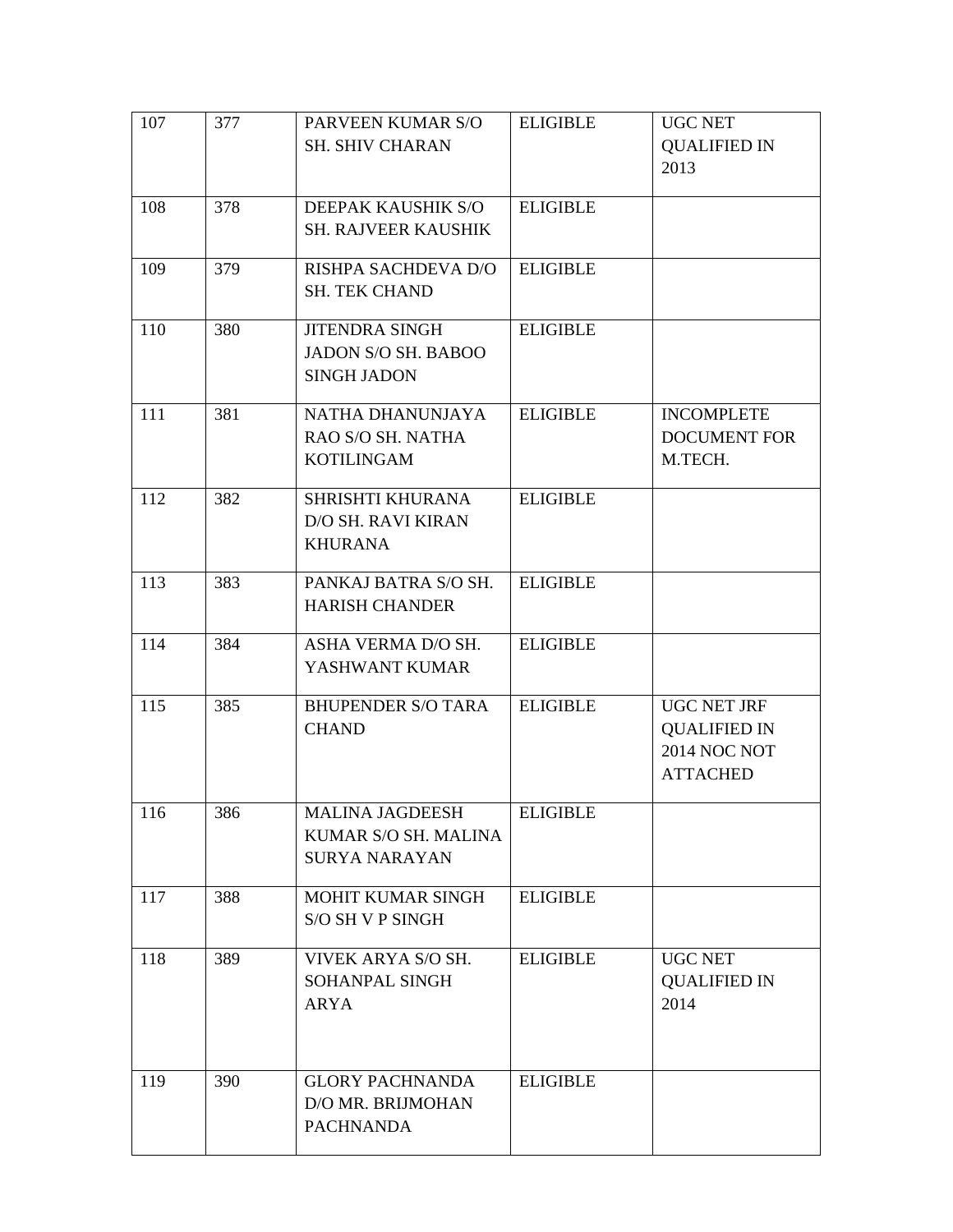| | | | | |
|---|---|---|---|---|
| 107 | 377 | PARVEEN KUMAR S/O SH. SHIV CHARAN | ELIGIBLE | UGC NET QUALIFIED IN 2013 |
| 108 | 378 | DEEPAK KAUSHIK S/O SH. RAJVEER KAUSHIK | ELIGIBLE | |
| 109 | 379 | RISHPA SACHDEVA D/O SH. TEK CHAND | ELIGIBLE | |
| 110 | 380 | JITENDRA SINGH JADON S/O SH. BABOO SINGH JADON | ELIGIBLE | |
| 111 | 381 | NATHA DHANUNJAYA RAO S/O SH. NATHA KOTILINGAM | ELIGIBLE | INCOMPLETE DOCUMENT FOR M.TECH. |
| 112 | 382 | SHRISHTI KHURANA D/O SH. RAVI KIRAN KHURANA | ELIGIBLE | |
| 113 | 383 | PANKAJ BATRA S/O SH. HARISH CHANDER | ELIGIBLE | |
| 114 | 384 | ASHA VERMA D/O SH. YASHWANT KUMAR | ELIGIBLE | |
| 115 | 385 | BHUPENDER S/O TARA CHAND | ELIGIBLE | UGC NET JRF QUALIFIED IN 2014 NOC NOT ATTACHED |
| 116 | 386 | MALINA JAGDEESH KUMAR S/O SH. MALINA SURYA NARAYAN | ELIGIBLE | |
| 117 | 388 | MOHIT KUMAR SINGH S/O SH V P SINGH | ELIGIBLE | |
| 118 | 389 | VIVEK ARYA S/O SH. SOHANPAL SINGH ARYA | ELIGIBLE | UGC NET QUALIFIED IN 2014 |
| 119 | 390 | GLORY PACHNANDA D/O MR. BRIJMOHAN PACHNANDA | ELIGIBLE | |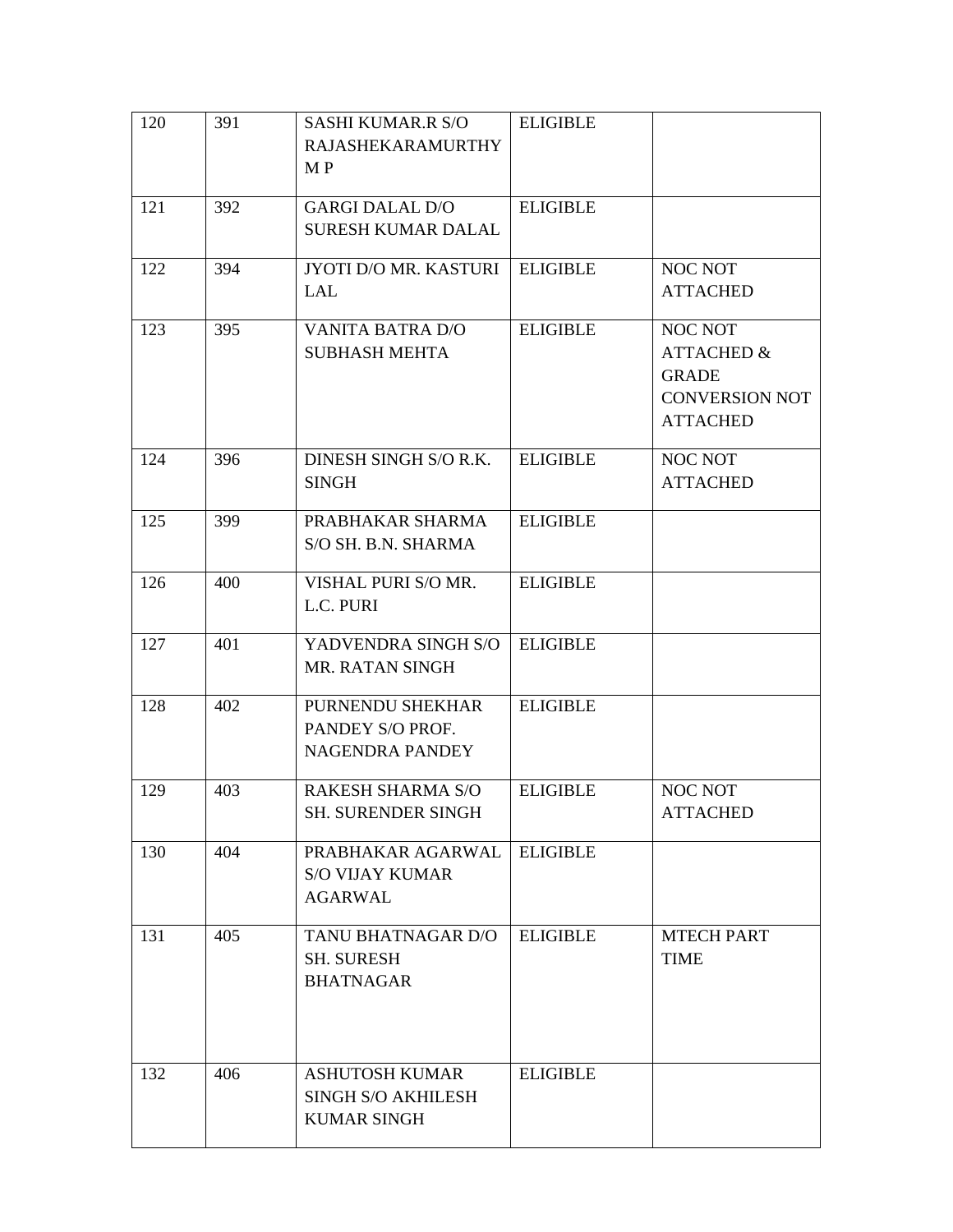| 120 | 391 | SASHI KUMAR.R S/O RAJASHEKARAMURTHY M P | ELIGIBLE | |
|---|---|---|---|---|
| 121 | 392 | GARGI DALAL D/O SURESH KUMAR DALAL | ELIGIBLE | |
| 122 | 394 | JYOTI D/O MR. KASTURI LAL | ELIGIBLE | NOC NOT ATTACHED |
| 123 | 395 | VANITA BATRA D/O SUBHASH MEHTA | ELIGIBLE | NOC NOT ATTACHED & GRADE CONVERSION NOT ATTACHED |
| 124 | 396 | DINESH SINGH S/O R.K. SINGH | ELIGIBLE | NOC NOT ATTACHED |
| 125 | 399 | PRABHAKAR SHARMA S/O SH. B.N. SHARMA | ELIGIBLE | |
| 126 | 400 | VISHAL PURI S/O MR. L.C. PURI | ELIGIBLE | |
| 127 | 401 | YADVENDRA SINGH S/O MR. RATAN SINGH | ELIGIBLE | |
| 128 | 402 | PURNENDU SHEKHAR PANDEY S/O PROF. NAGENDRA PANDEY | ELIGIBLE | |
| 129 | 403 | RAKESH SHARMA S/O SH. SURENDER SINGH | ELIGIBLE | NOC NOT ATTACHED |
| 130 | 404 | PRABHAKAR AGARWAL S/O VIJAY KUMAR AGARWAL | ELIGIBLE | |
| 131 | 405 | TANU BHATNAGAR D/O SH. SURESH BHATNAGAR | ELIGIBLE | MTECH PART TIME |
| 132 | 406 | ASHUTOSH KUMAR SINGH S/O AKHILESH KUMAR SINGH | ELIGIBLE | |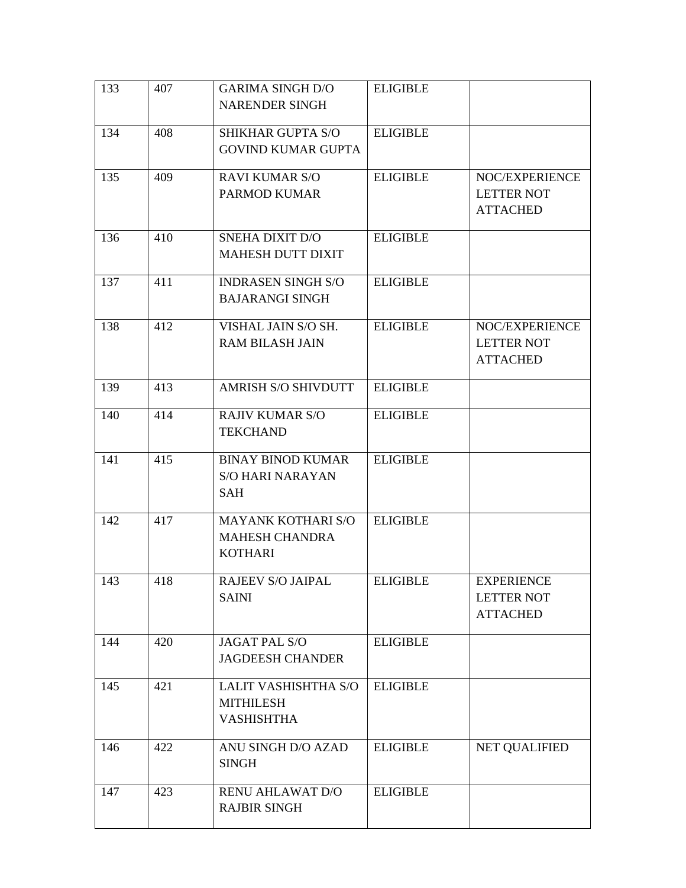| 133 | 407 | GARIMA SINGH D/O NARENDER SINGH | ELIGIBLE | |
|---|---|---|---|---|
| 134 | 408 | SHIKHAR GUPTA S/O GOVIND KUMAR GUPTA | ELIGIBLE | |
| 135 | 409 | RAVI KUMAR S/O PARMOD KUMAR | ELIGIBLE | NOC/EXPERIENCE LETTER NOT ATTACHED |
| 136 | 410 | SNEHA DIXIT D/O MAHESH DUTT DIXIT | ELIGIBLE | |
| 137 | 411 | INDRASEN SINGH S/O BAJARANGI SINGH | ELIGIBLE | |
| 138 | 412 | VISHAL JAIN S/O SH. RAM BILASH JAIN | ELIGIBLE | NOC/EXPERIENCE LETTER NOT ATTACHED |
| 139 | 413 | AMRISH S/O SHIVDUTT | ELIGIBLE | |
| 140 | 414 | RAJIV KUMAR S/O TEKCHAND | ELIGIBLE | |
| 141 | 415 | BINAY BINOD KUMAR S/O HARI NARAYAN SAH | ELIGIBLE | |
| 142 | 417 | MAYANK KOTHARI S/O MAHESH CHANDRA KOTHARI | ELIGIBLE | |
| 143 | 418 | RAJEEV S/O JAIPAL SAINI | ELIGIBLE | EXPERIENCE LETTER NOT ATTACHED |
| 144 | 420 | JAGAT PAL S/O JAGDEESH CHANDER | ELIGIBLE | |
| 145 | 421 | LALIT VASHISHTHA S/O MITHILESH VASHISHTHA | ELIGIBLE | |
| 146 | 422 | ANU SINGH D/O AZAD SINGH | ELIGIBLE | NET QUALIFIED |
| 147 | 423 | RENU AHLAWAT D/O RAJBIR SINGH | ELIGIBLE | |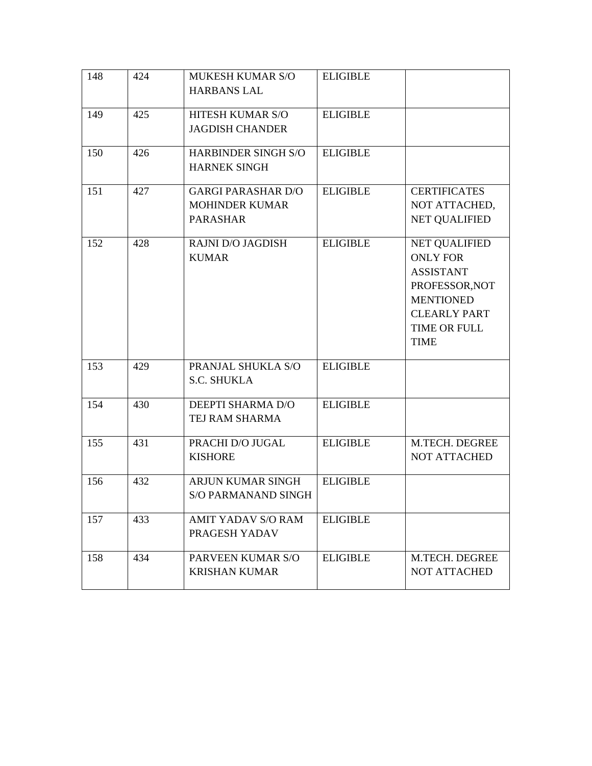| | | | | |
|---|---|---|---|---|
| 148 | 424 | MUKESH KUMAR S/O HARBANS LAL | ELIGIBLE | |
| 149 | 425 | HITESH KUMAR S/O JAGDISH CHANDER | ELIGIBLE | |
| 150 | 426 | HARBINDER SINGH S/O HARNEK SINGH | ELIGIBLE | |
| 151 | 427 | GARGI PARASHAR D/O MOHINDER KUMAR PARASHAR | ELIGIBLE | CERTIFICATES NOT ATTACHED, NET QUALIFIED |
| 152 | 428 | RAJNI D/O JAGDISH KUMAR | ELIGIBLE | NET QUALIFIED ONLY FOR ASSISTANT PROFESSOR,NOT MENTIONED CLEARLY PART TIME OR FULL TIME |
| 153 | 429 | PRANJAL SHUKLA S/O S.C. SHUKLA | ELIGIBLE | |
| 154 | 430 | DEEPTI SHARMA D/O TEJ RAM SHARMA | ELIGIBLE | |
| 155 | 431 | PRACHI D/O JUGAL KISHORE | ELIGIBLE | M.TECH. DEGREE NOT ATTACHED |
| 156 | 432 | ARJUN KUMAR SINGH S/O PARMANAND SINGH | ELIGIBLE | |
| 157 | 433 | AMIT YADAV S/O RAM PRAGESH YADAV | ELIGIBLE | |
| 158 | 434 | PARVEEN KUMAR S/O KRISHAN KUMAR | ELIGIBLE | M.TECH. DEGREE NOT ATTACHED |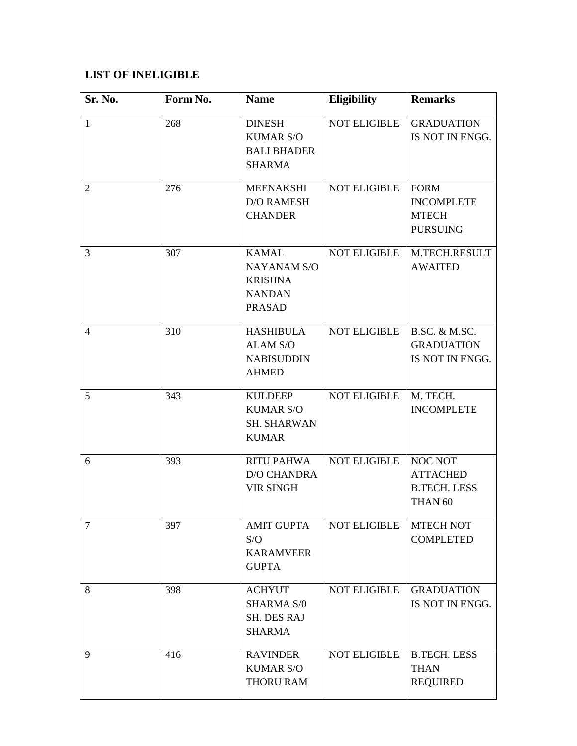**LIST OF INELIGIBLE**

| Sr. No. | Form No. | Name | Eligibility | Remarks |
|---|---|---|---|---|
| 1 | 268 | DINESH KUMAR S/O BALI BHADER SHARMA | NOT ELIGIBLE | GRADUATION IS NOT IN ENGG. |
| 2 | 276 | MEENAKSHI D/O RAMESH CHANDER | NOT ELIGIBLE | FORM INCOMPLETE MTECH PURSUING |
| 3 | 307 | KAMAL NAYANAM S/O KRISHNA NANDAN PRASAD | NOT ELIGIBLE | M.TECH.RESULT AWAITED |
| 4 | 310 | HASHIBULA ALAM S/O NABISUDDIN AHMED | NOT ELIGIBLE | B.SC. & M.SC. GRADUATION IS NOT IN ENGG. |
| 5 | 343 | KULDEEP KUMAR S/O SH. SHARWAN KUMAR | NOT ELIGIBLE | M. TECH. INCOMPLETE |
| 6 | 393 | RITU PAHWA D/O CHANDRA VIR SINGH | NOT ELIGIBLE | NOC NOT ATTACHED B.TECH. LESS THAN 60 |
| 7 | 397 | AMIT GUPTA S/O KARAMVEER GUPTA | NOT ELIGIBLE | MTECH NOT COMPLETED |
| 8 | 398 | ACHYUT SHARMA S/0 SH. DES RAJ SHARMA | NOT ELIGIBLE | GRADUATION IS NOT IN ENGG. |
| 9 | 416 | RAVINDER KUMAR S/O THORU RAM | NOT ELIGIBLE | B.TECH. LESS THAN REQUIRED |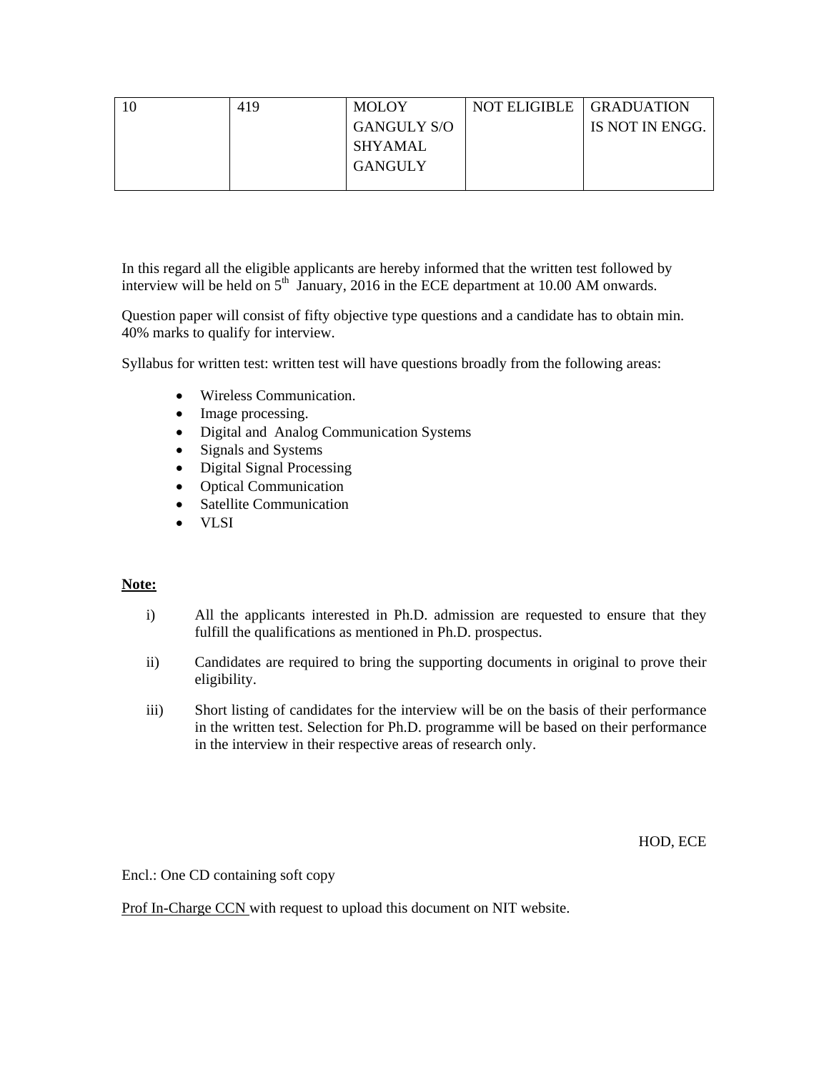| | | | | |
|---|---|---|---|---|
| 10 | 419 | MOLOY GANGULY S/O SHYAMAL GANGULY | NOT ELIGIBLE | GRADUATION IS NOT IN ENGG. |

In this regard all the eligible applicants are hereby informed that the written test followed by interview will be held on 5th January, 2016 in the ECE department at 10.00 AM onwards.

Question paper will consist of fifty objective type questions and a candidate has to obtain min. 40% marks to qualify for interview.

Syllabus for written test: written test will have questions broadly from the following areas:

- Wireless Communication.
- Image processing.
- Digital and Analog Communication Systems
- Signals and Systems
- Digital Signal Processing
- Optical Communication
- Satellite Communication
- VLSI

**Note:**

i) All the applicants interested in Ph.D. admission are requested to ensure that they fulfill the qualifications as mentioned in Ph.D. prospectus.

ii) Candidates are required to bring the supporting documents in original to prove their eligibility.

iii) Short listing of candidates for the interview will be on the basis of their performance in the written test. Selection for Ph.D. programme will be based on their performance in the interview in their respective areas of research only.

HOD, ECE

Encl.: One CD containing soft copy

Prof In-Charge CCN with request to upload this document on NIT website.